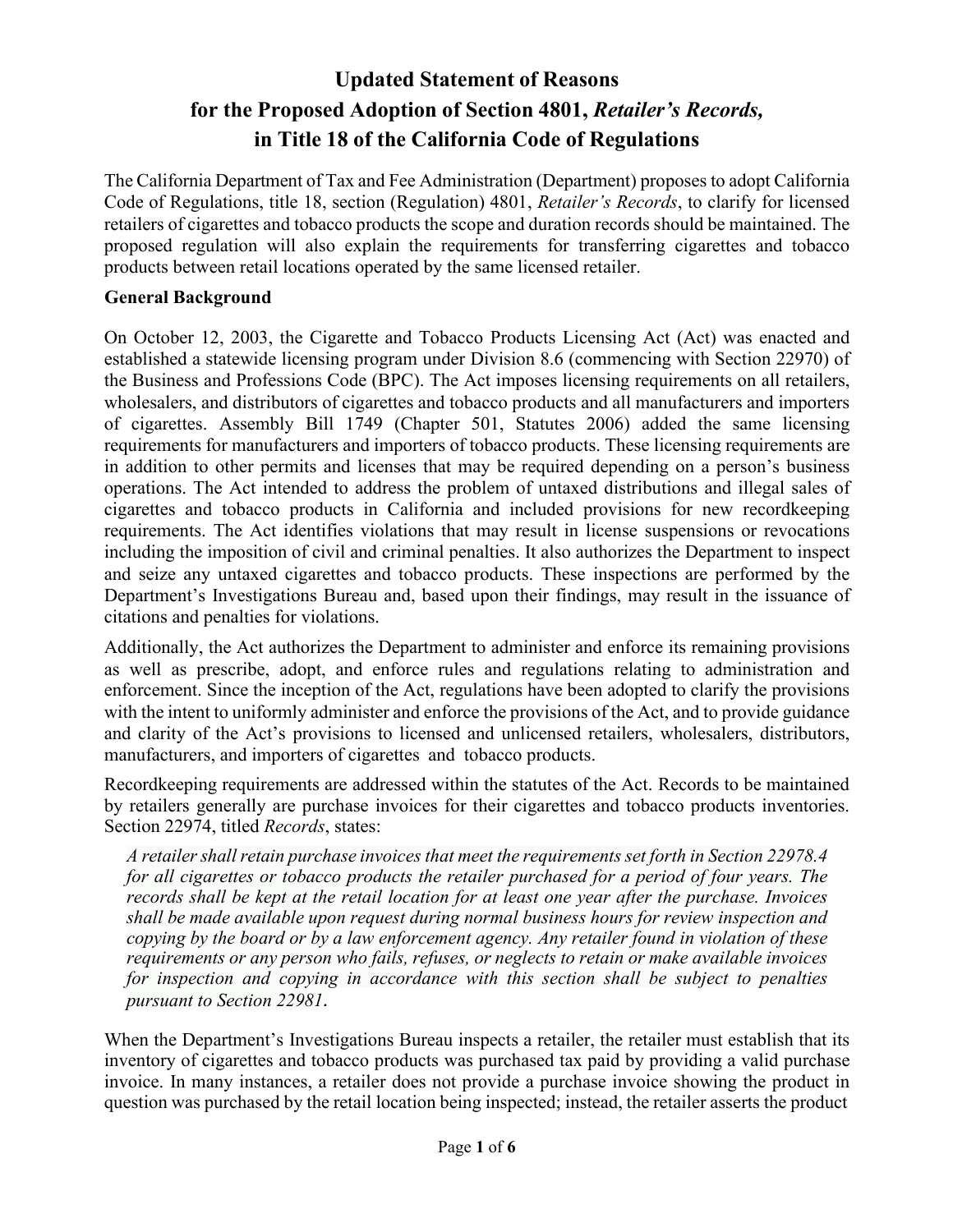# Updated Statement of Reasons for the Proposed Adoption of Section 4801, *Retailer's Records,* in Title 18 of the California Code of Regulations

The California Department of Tax and Fee Administration (Department) proposes to adopt California Code of Regulations, title 18, section (Regulation) 4801, *Retailer's Records*, to clarify for licensed retailers of cigarettes and tobacco products the scope and duration records should be maintained. The proposed regulation will also explain the requirements for transferring cigarettes and tobacco products between retail locations operated by the same licensed retailer.

**General Background**

On October 12, 2003, the Cigarette and Tobacco Products Licensing Act (Act) was enacted and established a statewide licensing program under Division 8.6 (commencing with Section 22970) of the Business and Professions Code (BPC). The Act imposes licensing requirements on all retailers, wholesalers, and distributors of cigarettes and tobacco products and all manufacturers and importers of cigarettes. Assembly Bill 1749 (Chapter 501, Statutes 2006) added the same licensing requirements for manufacturers and importers of tobacco products. These licensing requirements are in addition to other permits and licenses that may be required depending on a person's business operations. The Act intended to address the problem of untaxed distributions and illegal sales of cigarettes and tobacco products in California and included provisions for new recordkeeping requirements. The Act identifies violations that may result in license suspensions or revocations including the imposition of civil and criminal penalties. It also authorizes the Department to inspect and seize any untaxed cigarettes and tobacco products. These inspections are performed by the Department's Investigations Bureau and, based upon their findings, may result in the issuance of citations and penalties for violations.

Additionally, the Act authorizes the Department to administer and enforce its remaining provisions as well as prescribe, adopt, and enforce rules and regulations relating to administration and enforcement. Since the inception of the Act, regulations have been adopted to clarify the provisions with the intent to uniformly administer and enforce the provisions of the Act, and to provide guidance and clarity of the Act's provisions to licensed and unlicensed retailers, wholesalers, distributors, manufacturers, and importers of cigarettes and tobacco products.

Recordkeeping requirements are addressed within the statutes of the Act. Records to be maintained by retailers generally are purchase invoices for their cigarettes and tobacco products inventories. Section 22974, titled *Records*, states:

> *A retailer shall retain purchase invoices that meet the requirements set forth in Section 22978.4 for all cigarettes or tobacco products the retailer purchased for a period of four years. The records shall be kept at the retail location for at least one year after the purchase. Invoices shall be made available upon request during normal business hours for review inspection and copying by the board or by a law enforcement agency. Any retailer found in violation of these requirements or any person who fails, refuses, or neglects to retain or make available invoices for inspection and copying in accordance with this section shall be subject to penalties pursuant to Section 22981.*

When the Department's Investigations Bureau inspects a retailer, the retailer must establish that its inventory of cigarettes and tobacco products was purchased tax paid by providing a valid purchase invoice. In many instances, a retailer does not provide a purchase invoice showing the product in question was purchased by the retail location being inspected; instead, the retailer asserts the product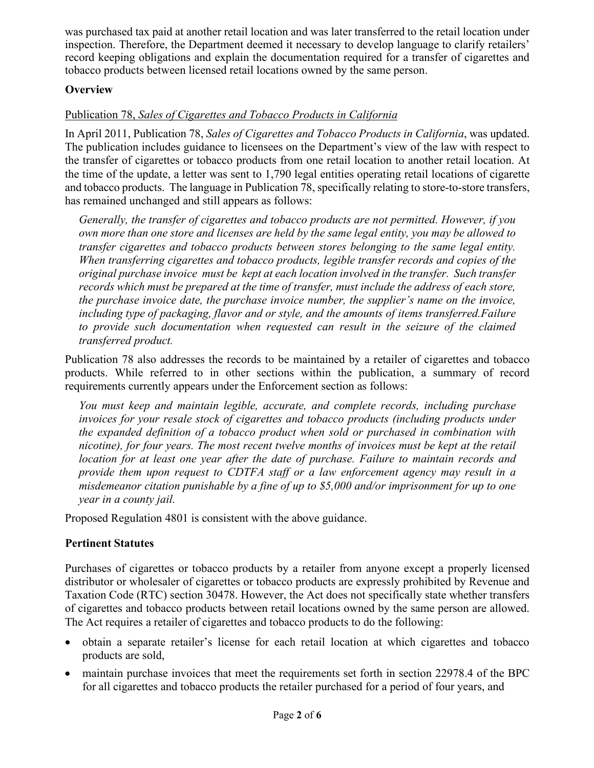was purchased tax paid at another retail location and was later transferred to the retail location under inspection. Therefore, the Department deemed it necessary to develop language to clarify retailers' record keeping obligations and explain the documentation required for a transfer of cigarettes and tobacco products between licensed retail locations owned by the same person.

## Overview

<u>Publication 78, *Sales of Cigarettes and Tobacco Products in California*</u>

In April 2011, Publication 78, *Sales of Cigarettes and Tobacco Products in California*, was updated. The publication includes guidance to licensees on the Department's view of the law with respect to the transfer of cigarettes or tobacco products from one retail location to another retail location. At the time of the update, a letter was sent to 1,790 legal entities operating retail locations of cigarette and tobacco products. The language in Publication 78, specifically relating to store-to-store transfers, has remained unchanged and still appears as follows:

> *Generally, the transfer of cigarettes and tobacco products are not permitted. However, if you own more than one store and licenses are held by the same legal entity, you may be allowed to transfer cigarettes and tobacco products between stores belonging to the same legal entity. When transferring cigarettes and tobacco products, legible transfer records and copies of the original purchase invoice must be kept at each location involved in the transfer. Such transfer records which must be prepared at the time of transfer, must include the address of each store, the purchase invoice date, the purchase invoice number, the supplier's name on the invoice, including type of packaging, flavor and or style, and the amounts of items transferred.Failure to provide such documentation when requested can result in the seizure of the claimed transferred product.*

Publication 78 also addresses the records to be maintained by a retailer of cigarettes and tobacco products. While referred to in other sections within the publication, a summary of record requirements currently appears under the Enforcement section as follows:

> *You must keep and maintain legible, accurate, and complete records, including purchase invoices for your resale stock of cigarettes and tobacco products (including products under the expanded definition of a tobacco product when sold or purchased in combination with nicotine), for four years. The most recent twelve months of invoices must be kept at the retail location for at least one year after the date of purchase. Failure to maintain records and provide them upon request to CDTFA staff or a law enforcement agency may result in a misdemeanor citation punishable by a fine of up to $5,000 and/or imprisonment for up to one year in a county jail.*

Proposed Regulation 4801 is consistent with the above guidance.

## Pertinent Statutes

Purchases of cigarettes or tobacco products by a retailer from anyone except a properly licensed distributor or wholesaler of cigarettes or tobacco products are expressly prohibited by Revenue and Taxation Code (RTC) section 30478. However, the Act does not specifically state whether transfers of cigarettes and tobacco products between retail locations owned by the same person are allowed. The Act requires a retailer of cigarettes and tobacco products to do the following:

- obtain a separate retailer's license for each retail location at which cigarettes and tobacco products are sold,
- maintain purchase invoices that meet the requirements set forth in section 22978.4 of the BPC for all cigarettes and tobacco products the retailer purchased for a period of four years, and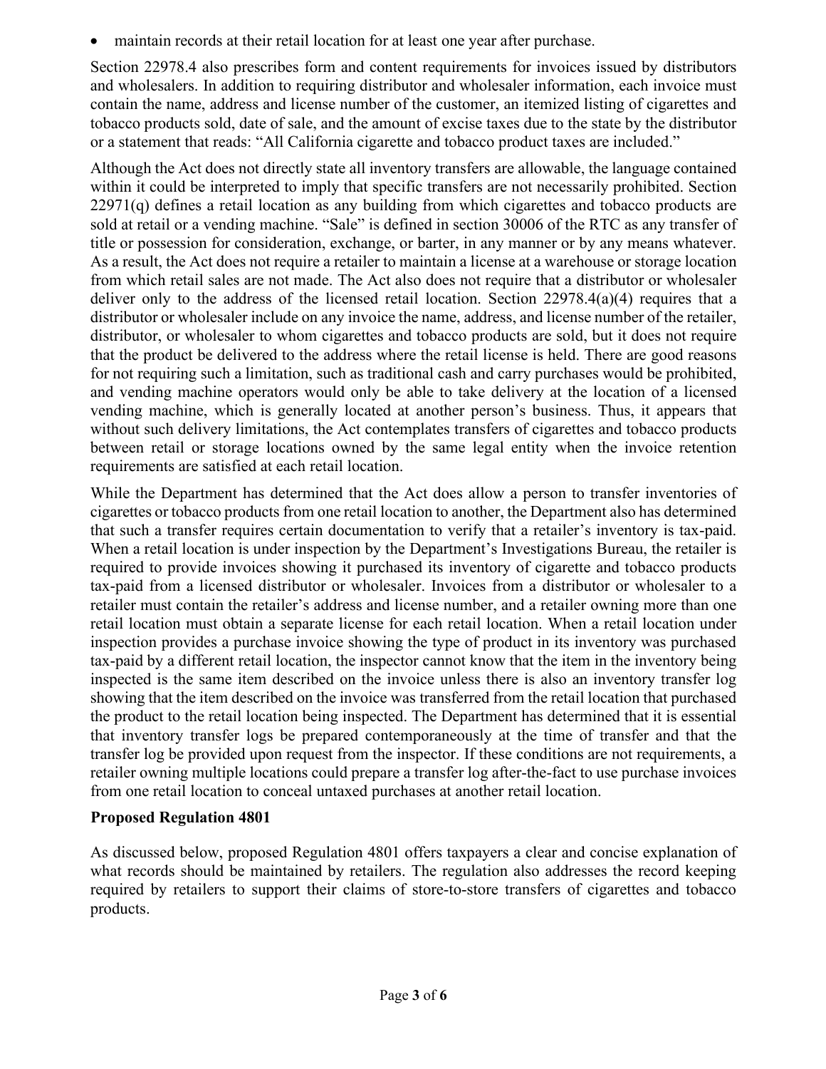- maintain records at their retail location for at least one year after purchase.

Section 22978.4 also prescribes form and content requirements for invoices issued by distributors and wholesalers. In addition to requiring distributor and wholesaler information, each invoice must contain the name, address and license number of the customer, an itemized listing of cigarettes and tobacco products sold, date of sale, and the amount of excise taxes due to the state by the distributor or a statement that reads: "All California cigarette and tobacco product taxes are included."

Although the Act does not directly state all inventory transfers are allowable, the language contained within it could be interpreted to imply that specific transfers are not necessarily prohibited. Section 22971(q) defines a retail location as any building from which cigarettes and tobacco products are sold at retail or a vending machine. "Sale" is defined in section 30006 of the RTC as any transfer of title or possession for consideration, exchange, or barter, in any manner or by any means whatever. As a result, the Act does not require a retailer to maintain a license at a warehouse or storage location from which retail sales are not made. The Act also does not require that a distributor or wholesaler deliver only to the address of the licensed retail location. Section 22978.4(a)(4) requires that a distributor or wholesaler include on any invoice the name, address, and license number of the retailer, distributor, or wholesaler to whom cigarettes and tobacco products are sold, but it does not require that the product be delivered to the address where the retail license is held. There are good reasons for not requiring such a limitation, such as traditional cash and carry purchases would be prohibited, and vending machine operators would only be able to take delivery at the location of a licensed vending machine, which is generally located at another person's business. Thus, it appears that without such delivery limitations, the Act contemplates transfers of cigarettes and tobacco products between retail or storage locations owned by the same legal entity when the invoice retention requirements are satisfied at each retail location.

While the Department has determined that the Act does allow a person to transfer inventories of cigarettes or tobacco products from one retail location to another, the Department also has determined that such a transfer requires certain documentation to verify that a retailer's inventory is tax-paid. When a retail location is under inspection by the Department's Investigations Bureau, the retailer is required to provide invoices showing it purchased its inventory of cigarette and tobacco products tax-paid from a licensed distributor or wholesaler. Invoices from a distributor or wholesaler to a retailer must contain the retailer's address and license number, and a retailer owning more than one retail location must obtain a separate license for each retail location. When a retail location under inspection provides a purchase invoice showing the type of product in its inventory was purchased tax-paid by a different retail location, the inspector cannot know that the item in the inventory being inspected is the same item described on the invoice unless there is also an inventory transfer log showing that the item described on the invoice was transferred from the retail location that purchased the product to the retail location being inspected. The Department has determined that it is essential that inventory transfer logs be prepared contemporaneously at the time of transfer and that the transfer log be provided upon request from the inspector. If these conditions are not requirements, a retailer owning multiple locations could prepare a transfer log after-the-fact to use purchase invoices from one retail location to conceal untaxed purchases at another retail location.

**Proposed Regulation 4801**

As discussed below, proposed Regulation 4801 offers taxpayers a clear and concise explanation of what records should be maintained by retailers. The regulation also addresses the record keeping required by retailers to support their claims of store-to-store transfers of cigarettes and tobacco products.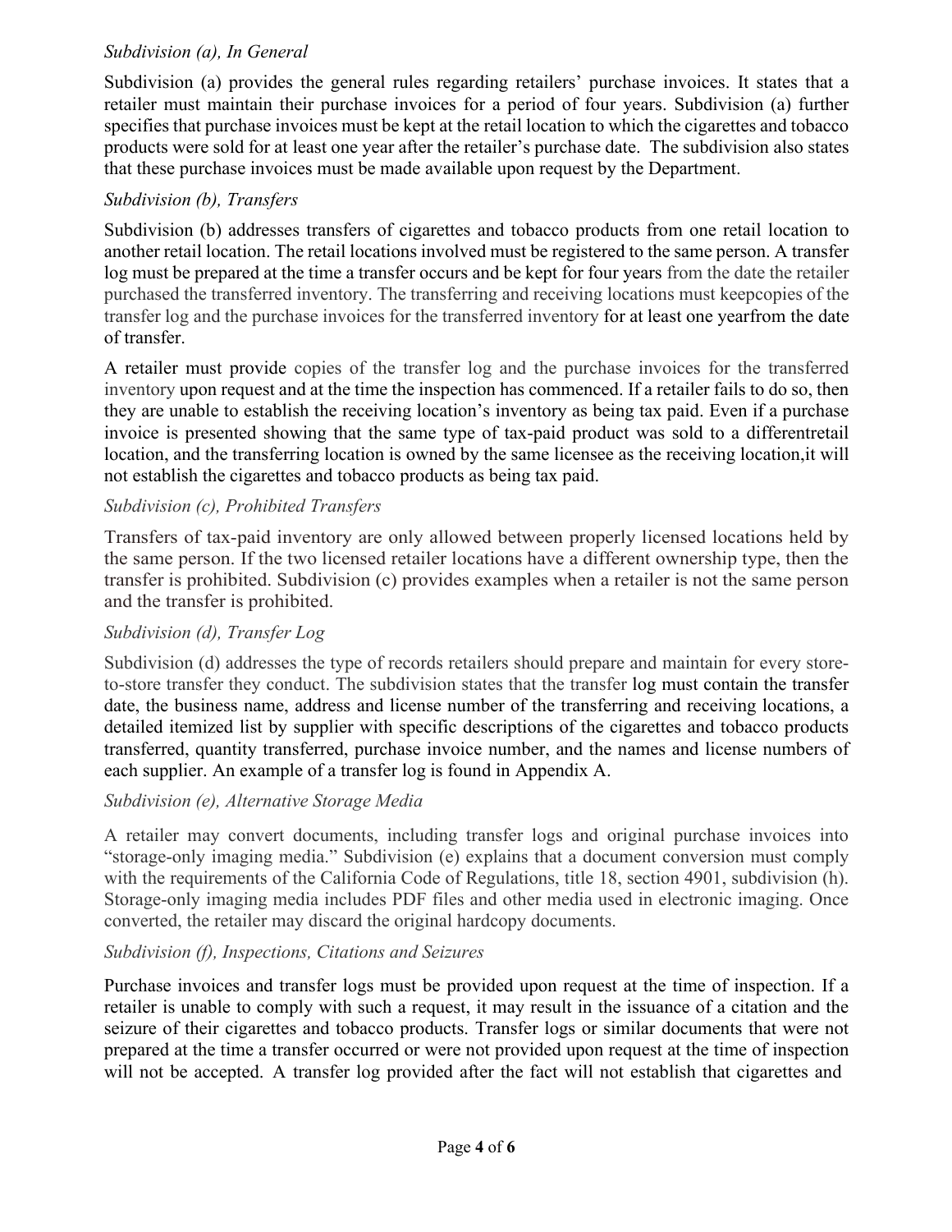*Subdivision (a), In General*

Subdivision (a) provides the general rules regarding retailers' purchase invoices. It states that a retailer must maintain their purchase invoices for a period of four years. Subdivision (a) further specifies that purchase invoices must be kept at the retail location to which the cigarettes and tobacco products were sold for at least one year after the retailer's purchase date. The subdivision also states that these purchase invoices must be made available upon request by the Department.

*Subdivision (b), Transfers*

Subdivision (b) addresses transfers of cigarettes and tobacco products from one retail location to another retail location. The retail locations involved must be registered to the same person. A transfer log must be prepared at the time a transfer occurs and be kept for four years from the date the retailer purchased the transferred inventory. The transferring and receiving locations must keepcopies of the transfer log and the purchase invoices for the transferred inventory for at least one yearfrom the date of transfer.

A retailer must provide copies of the transfer log and the purchase invoices for the transferred inventory upon request and at the time the inspection has commenced. If a retailer fails to do so, then they are unable to establish the receiving location's inventory as being tax paid. Even if a purchase invoice is presented showing that the same type of tax-paid product was sold to a differentretail location, and the transferring location is owned by the same licensee as the receiving location,it will not establish the cigarettes and tobacco products as being tax paid.

*Subdivision (c), Prohibited Transfers*

Transfers of tax-paid inventory are only allowed between properly licensed locations held by the same person. If the two licensed retailer locations have a different ownership type, then the transfer is prohibited. Subdivision (c) provides examples when a retailer is not the same person and the transfer is prohibited.

*Subdivision (d), Transfer Log*

Subdivision (d) addresses the type of records retailers should prepare and maintain for every store-to-store transfer they conduct. The subdivision states that the transfer log must contain the transfer date, the business name, address and license number of the transferring and receiving locations, a detailed itemized list by supplier with specific descriptions of the cigarettes and tobacco products transferred, quantity transferred, purchase invoice number, and the names and license numbers of each supplier. An example of a transfer log is found in Appendix A.

*Subdivision (e), Alternative Storage Media*

A retailer may convert documents, including transfer logs and original purchase invoices into "storage-only imaging media." Subdivision (e) explains that a document conversion must comply with the requirements of the California Code of Regulations, title 18, section 4901, subdivision (h). Storage-only imaging media includes PDF files and other media used in electronic imaging. Once converted, the retailer may discard the original hardcopy documents.

*Subdivision (f), Inspections, Citations and Seizures*

Purchase invoices and transfer logs must be provided upon request at the time of inspection. If a retailer is unable to comply with such a request, it may result in the issuance of a citation and the seizure of their cigarettes and tobacco products. Transfer logs or similar documents that were not prepared at the time a transfer occurred or were not provided upon request at the time of inspection will not be accepted. A transfer log provided after the fact will not establish that cigarettes and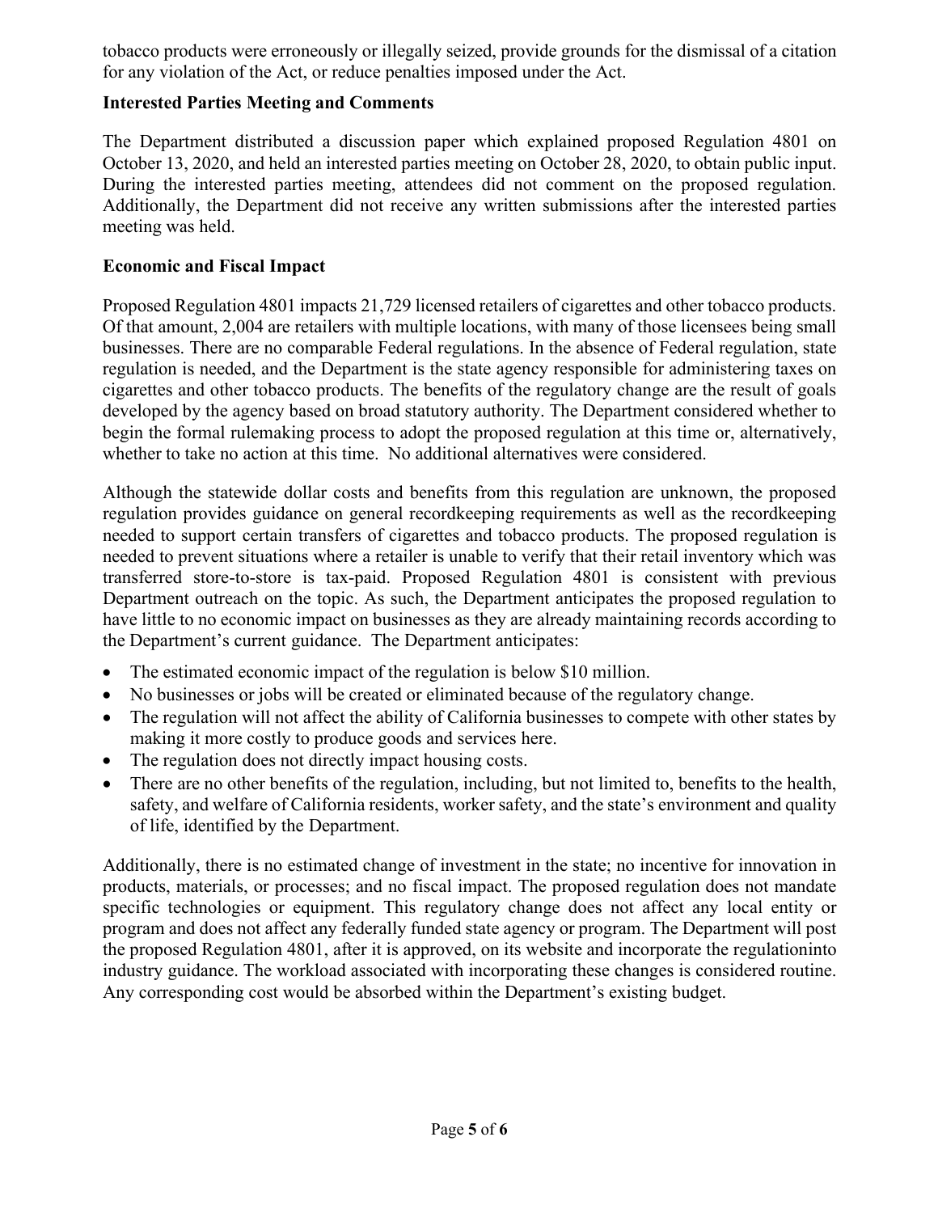tobacco products were erroneously or illegally seized, provide grounds for the dismissal of a citation for any violation of the Act, or reduce penalties imposed under the Act.

**Interested Parties Meeting and Comments**

The Department distributed a discussion paper which explained proposed Regulation 4801 on October 13, 2020, and held an interested parties meeting on October 28, 2020, to obtain public input. During the interested parties meeting, attendees did not comment on the proposed regulation. Additionally, the Department did not receive any written submissions after the interested parties meeting was held.

**Economic and Fiscal Impact**

Proposed Regulation 4801 impacts 21,729 licensed retailers of cigarettes and other tobacco products. Of that amount, 2,004 are retailers with multiple locations, with many of those licensees being small businesses. There are no comparable Federal regulations. In the absence of Federal regulation, state regulation is needed, and the Department is the state agency responsible for administering taxes on cigarettes and other tobacco products. The benefits of the regulatory change are the result of goals developed by the agency based on broad statutory authority. The Department considered whether to begin the formal rulemaking process to adopt the proposed regulation at this time or, alternatively, whether to take no action at this time. No additional alternatives were considered.

Although the statewide dollar costs and benefits from this regulation are unknown, the proposed regulation provides guidance on general recordkeeping requirements as well as the recordkeeping needed to support certain transfers of cigarettes and tobacco products. The proposed regulation is needed to prevent situations where a retailer is unable to verify that their retail inventory which was transferred store-to-store is tax-paid. Proposed Regulation 4801 is consistent with previous Department outreach on the topic. As such, the Department anticipates the proposed regulation to have little to no economic impact on businesses as they are already maintaining records according to the Department's current guidance. The Department anticipates:

- The estimated economic impact of the regulation is below $10 million.
- No businesses or jobs will be created or eliminated because of the regulatory change.
- The regulation will not affect the ability of California businesses to compete with other states by making it more costly to produce goods and services here.
- The regulation does not directly impact housing costs.
- There are no other benefits of the regulation, including, but not limited to, benefits to the health, safety, and welfare of California residents, worker safety, and the state's environment and quality of life, identified by the Department.

Additionally, there is no estimated change of investment in the state; no incentive for innovation in products, materials, or processes; and no fiscal impact. The proposed regulation does not mandate specific technologies or equipment. This regulatory change does not affect any local entity or program and does not affect any federally funded state agency or program. The Department will post the proposed Regulation 4801, after it is approved, on its website and incorporate the regulationinto industry guidance. The workload associated with incorporating these changes is considered routine. Any corresponding cost would be absorbed within the Department's existing budget.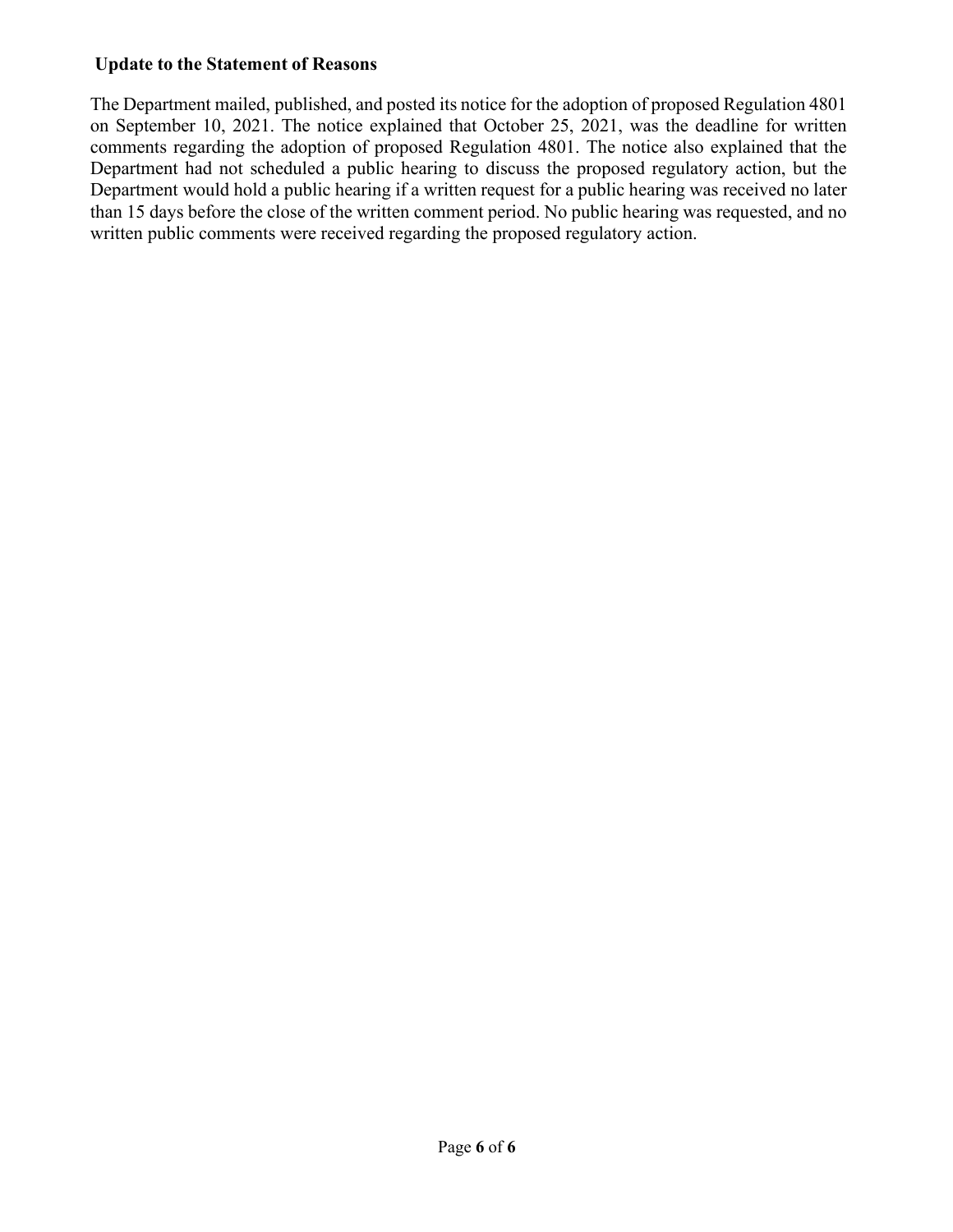**Update to the Statement of Reasons**

The Department mailed, published, and posted its notice for the adoption of proposed Regulation 4801 on September 10, 2021. The notice explained that October 25, 2021, was the deadline for written comments regarding the adoption of proposed Regulation 4801. The notice also explained that the Department had not scheduled a public hearing to discuss the proposed regulatory action, but the Department would hold a public hearing if a written request for a public hearing was received no later than 15 days before the close of the written comment period. No public hearing was requested, and no written public comments were received regarding the proposed regulatory action.